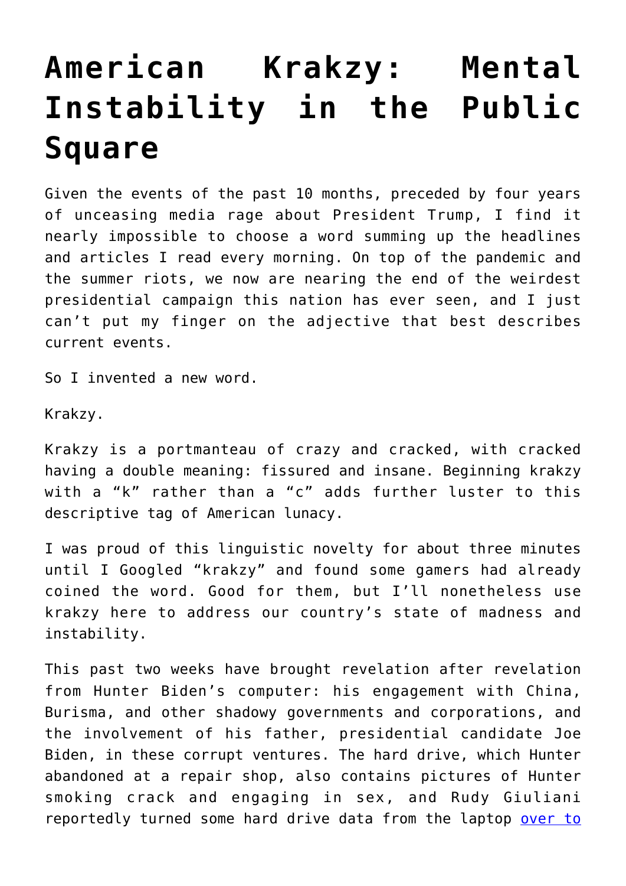# American Krakzy: Mental Instability in the Public Square

Given the events of the past 10 months, preceded by four years of unceasing media rage about President Trump, I find it nearly impossible to choose a word summing up the headlines and articles I read every morning. On top of the pandemic and the summer riots, we now are nearing the end of the weirdest presidential campaign this nation has ever seen, and I just can't put my finger on the adjective that best describes current events.

So I invented a new word.

Krakzy.

Krakzy is a portmanteau of crazy and cracked, with cracked having a double meaning: fissured and insane. Beginning krakzy with a "k" rather than a "c" adds further luster to this descriptive tag of American lunacy.

I was proud of this linguistic novelty for about three minutes until I Googled "krakzy" and found some gamers had already coined the word. Good for them, but I'll nonetheless use krakzy here to address our country's state of madness and instability.

This past two weeks have brought revelation after revelation from Hunter Biden's computer: his engagement with China, Burisma, and other shadowy governments and corporations, and the involvement of his father, presidential candidate Joe Biden, in these corrupt ventures. The hard drive, which Hunter abandoned at a repair shop, also contains pictures of Hunter smoking crack and engaging in sex, and Rudy Giuliani reportedly turned some hard drive data from the laptop [over to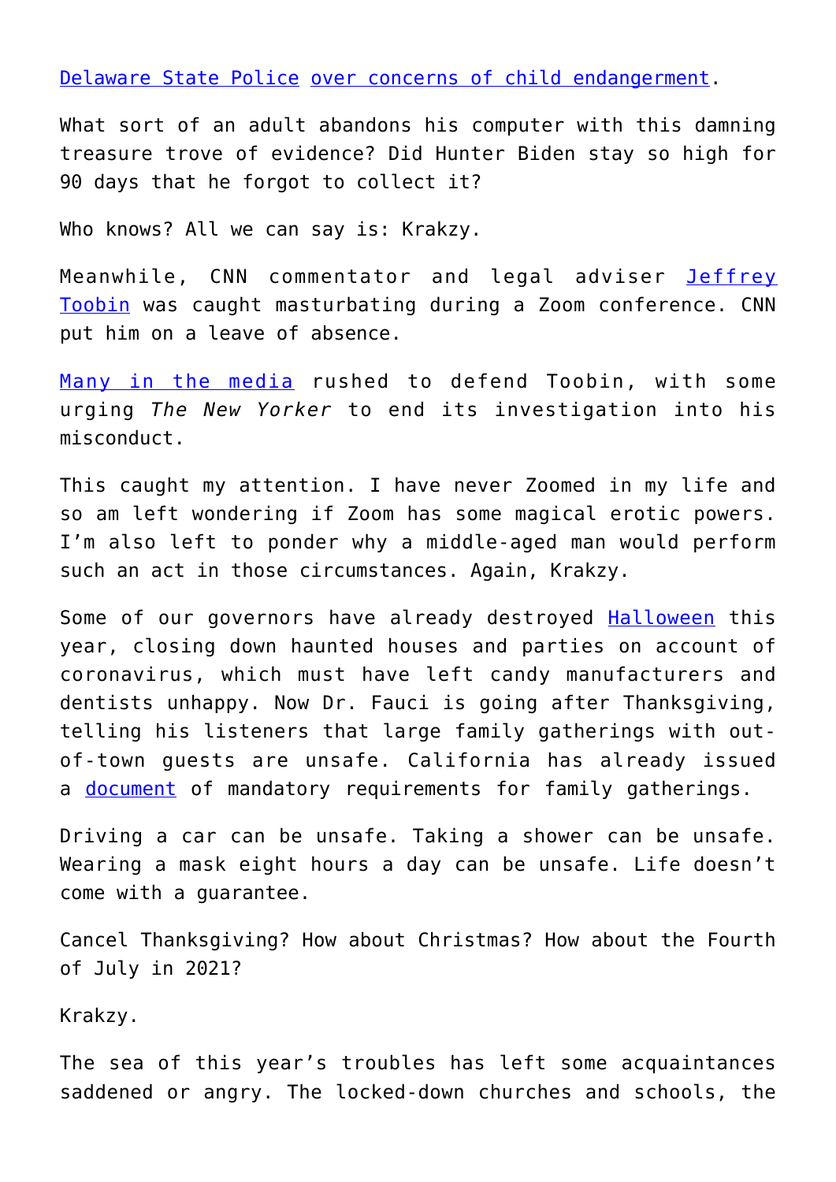Delaware State Police over concerns of child endangerment.

What sort of an adult abandons his computer with this damning treasure trove of evidence? Did Hunter Biden stay so high for 90 days that he forgot to collect it?

Who knows? All we can say is: Krakzy.

Meanwhile, CNN commentator and legal adviser Jeffrey Toobin was caught masturbating during a Zoom conference. CNN put him on a leave of absence.

Many in the media rushed to defend Toobin, with some urging *The New Yorker* to end its investigation into his misconduct.

This caught my attention. I have never Zoomed in my life and so am left wondering if Zoom has some magical erotic powers. I'm also left to ponder why a middle-aged man would perform such an act in those circumstances. Again, Krakzy.

Some of our governors have already destroyed Halloween this year, closing down haunted houses and parties on account of coronavirus, which must have left candy manufacturers and dentists unhappy. Now Dr. Fauci is going after Thanksgiving, telling his listeners that large family gatherings with out-of-town guests are unsafe. California has already issued a document of mandatory requirements for family gatherings.

Driving a car can be unsafe. Taking a shower can be unsafe. Wearing a mask eight hours a day can be unsafe. Life doesn't come with a guarantee.

Cancel Thanksgiving? How about Christmas? How about the Fourth of July in 2021?

Krakzy.

The sea of this year's troubles has left some acquaintances saddened or angry. The locked-down churches and schools, the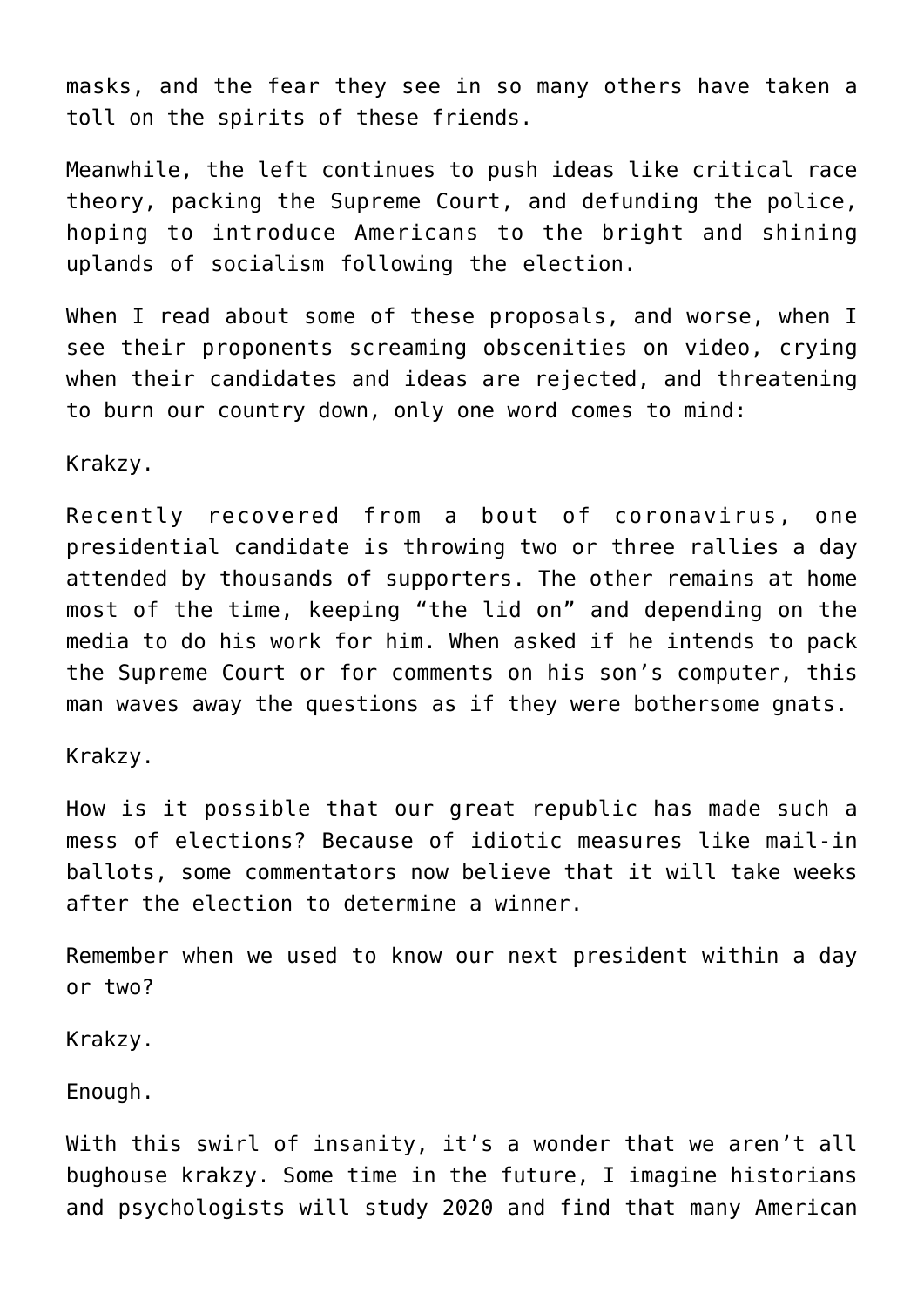masks, and the fear they see in so many others have taken a toll on the spirits of these friends.

Meanwhile, the left continues to push ideas like critical race theory, packing the Supreme Court, and defunding the police, hoping to introduce Americans to the bright and shining uplands of socialism following the election.

When I read about some of these proposals, and worse, when I see their proponents screaming obscenities on video, crying when their candidates and ideas are rejected, and threatening to burn our country down, only one word comes to mind:

Krakzy.

Recently recovered from a bout of coronavirus, one presidential candidate is throwing two or three rallies a day attended by thousands of supporters. The other remains at home most of the time, keeping “the lid on” and depending on the media to do his work for him. When asked if he intends to pack the Supreme Court or for comments on his son’s computer, this man waves away the questions as if they were bothersome gnats.

Krakzy.

How is it possible that our great republic has made such a mess of elections? Because of idiotic measures like mail-in ballots, some commentators now believe that it will take weeks after the election to determine a winner.

Remember when we used to know our next president within a day or two?

Krakzy.

Enough.

With this swirl of insanity, it’s a wonder that we aren’t all bughouse krakzy. Some time in the future, I imagine historians and psychologists will study 2020 and find that many American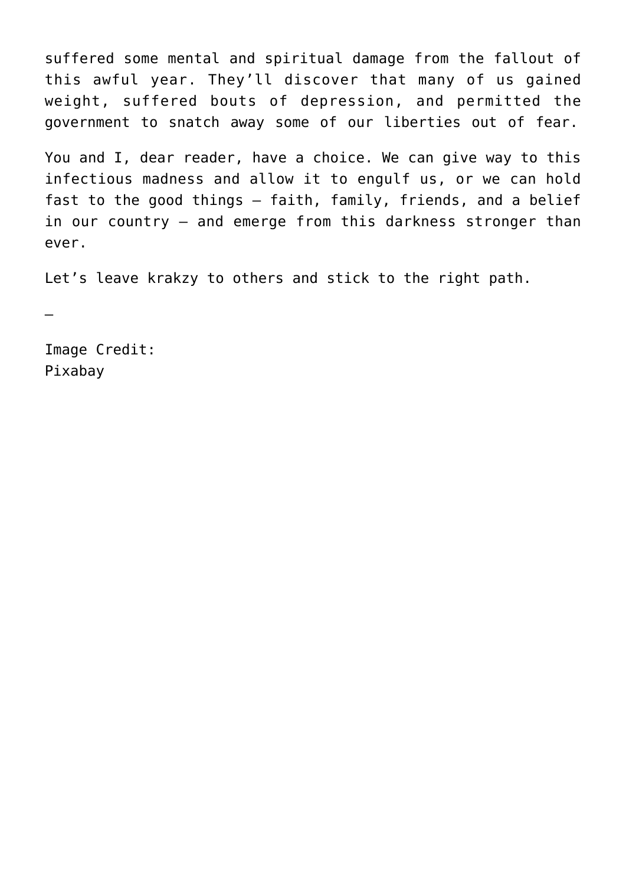suffered some mental and spiritual damage from the fallout of this awful year. They'll discover that many of us gained weight, suffered bouts of depression, and permitted the government to snatch away some of our liberties out of fear.

You and I, dear reader, have a choice. We can give way to this infectious madness and allow it to engulf us, or we can hold fast to the good things – faith, family, friends, and a belief in our country – and emerge from this darkness stronger than ever.

Let's leave krakzy to others and stick to the right path.

—

Image Credit:
Pixabay